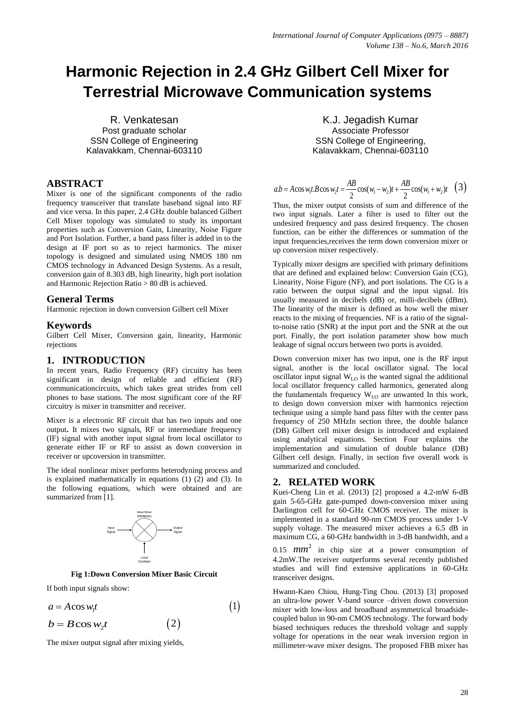# Harmonic Rejection in 2.4 GHz Gilbert Cell Mixer for Terrestrial Microwave Communication systems

R. Venkatesan
Post graduate scholar
SSN College of Engineering
Kalavakkam, Chennai-603110

K.J. Jegadish Kumar
Associate Professor
SSN College of Engineering,
Kalavakkam, Chennai-603110

## ABSTRACT

Mixer is one of the significant components of the radio frequency transceiver that translate baseband signal into RF and vice versa. In this paper, 2.4 GHz double balanced Gilbert Cell Mixer topology was simulated to study its important properties such as Conversion Gain, Linearity, Noise Figure and Port Isolation. Further, a band pass filter is added in to the design at IF port so as to reject harmonics. The mixer topology is designed and simulated using NMOS 180 nm CMOS technology in Advanced Design Systems. As a result, conversion gain of 8.303 dB, high linearity, high port isolation and Harmonic Rejection Ratio > 80 dB is achieved.

## General Terms

Harmonic rejection in down conversion Gilbert cell Mixer

## Keywords

Gilbert Cell Mixer, Conversion gain, linearity, Harmonic rejections

## 1. INTRODUCTION

In recent years, Radio Frequency (RF) circuitry has been significant in design of reliable and efficient (RF) communicationcircuits, which takes great strides from cell phones to base stations. The most significant core of the RF circuitry is mixer in transmitter and receiver.

Mixer is a electronic RF circuit that has two inputs and one output**.** It mixes two signals, RF or intermediate frequency (IF) signal with another input signal from local oscillator to generate either IF or RF to assist as down conversion in receiver or upcoversion in transmitter.

The ideal nonlinear mixer performs heterodyning process and is explained mathematically in equations (1) (2) and (3). In the following equations, which were obtained and are summarized from [1].

Ideal Mixer (Multiplier)

Input Signal — Output Signal

Local Oscillator

**Fig 1:Down Conversion Mixer Basic Circuit**

If both input signals show:

$$a = A\cos w_1 t \quad (1)$$

$$b = B\cos w_2 t \quad (2)$$

The mixer output signal after mixing yields,

$$a.b = A\cos w_1 t.B\cos w_2 t = \frac{AB}{2}\cos(w_1 - w_2)t + \frac{AB}{2}\cos(w_1 + w_2)t \quad (3)$$

Thus, the mixer output consists of sum and difference of the two input signals. Later a filter is used to filter out the undesired frequency and pass desired frequency. The chosen function, can be either the differences or summation of the input frequencies,receives the term down conversion mixer or up conversion mixer respectively.

Typically mixer designs are specified with primary definitions that are defined and explained below: Conversion Gain (CG), Linearity, Noise Figure (NF), and port isolations. The CG is a ratio between the output signal and the input signal. Itis usually measured in decibels (dB) or, milli-decibels (dBm). The linearity of the mixer is defined as how well the mixer reacts to the mixing of frequencies. NF is a ratio of the signal-to-noise ratio (SNR) at the input port and the SNR at the out port. Finally, the port isolation parameter show how much leakage of signal occurs between two ports is avoided.

Down conversion mixer has two input, one is the RF input signal, another is the local oscillator signal. The local oscillator input signal $W_{LO}$ is the wanted signal the additional local oscillator frequency called harmonics, generated along the fundamentals frequency $W_{LO}$ are unwanted. In this work, to design down conversion mixer with harmonics rejection technique using a simple band pass filter with the center pass frequency of 250 MHzIn section three, the double balance (DB) Gilbert cell mixer design is introduced and explained using analytical equations. Section Four explains the implementation and simulation of double balance (DB) Gilbert cell design. Finally, in section five overall work is summarized and concluded.

## 2. RELATED WORK

Kuei-Cheng Lin et al. (2013) [2] proposed a 4.2-mW 6-dB gain 5-65-GHz gate-pumped down-conversion mixer using Darlington cell for 60-GHz CMOS receiver. The mixer is implemented in a standard 90-nm CMOS process under 1-V supply voltage. The measured mixer achieves a 6.5 dB in maximum CG, a 60-GHz bandwidth in 3-dB bandwidth, and a 0.15 $mm^2$ in chip size at a power consumption of 4.2mW.The receiver outperforms several recently published studies and will find extensive applications in 60-GHz transceiver designs.

Hwann-Kaeo Chiou, Hung-Ting Chou. (2013) [3] proposed an ultra-low power V-band source –driven down conversion mixer with low-loss and broadband asymmetrical broadside-coupled balun in 90-nm CMOS technology. The forward body biased techniques reduces the threshold voltage and supply voltage for operations in the near weak inversion region in millimeter-wave mixer designs. The proposed FBB mixer has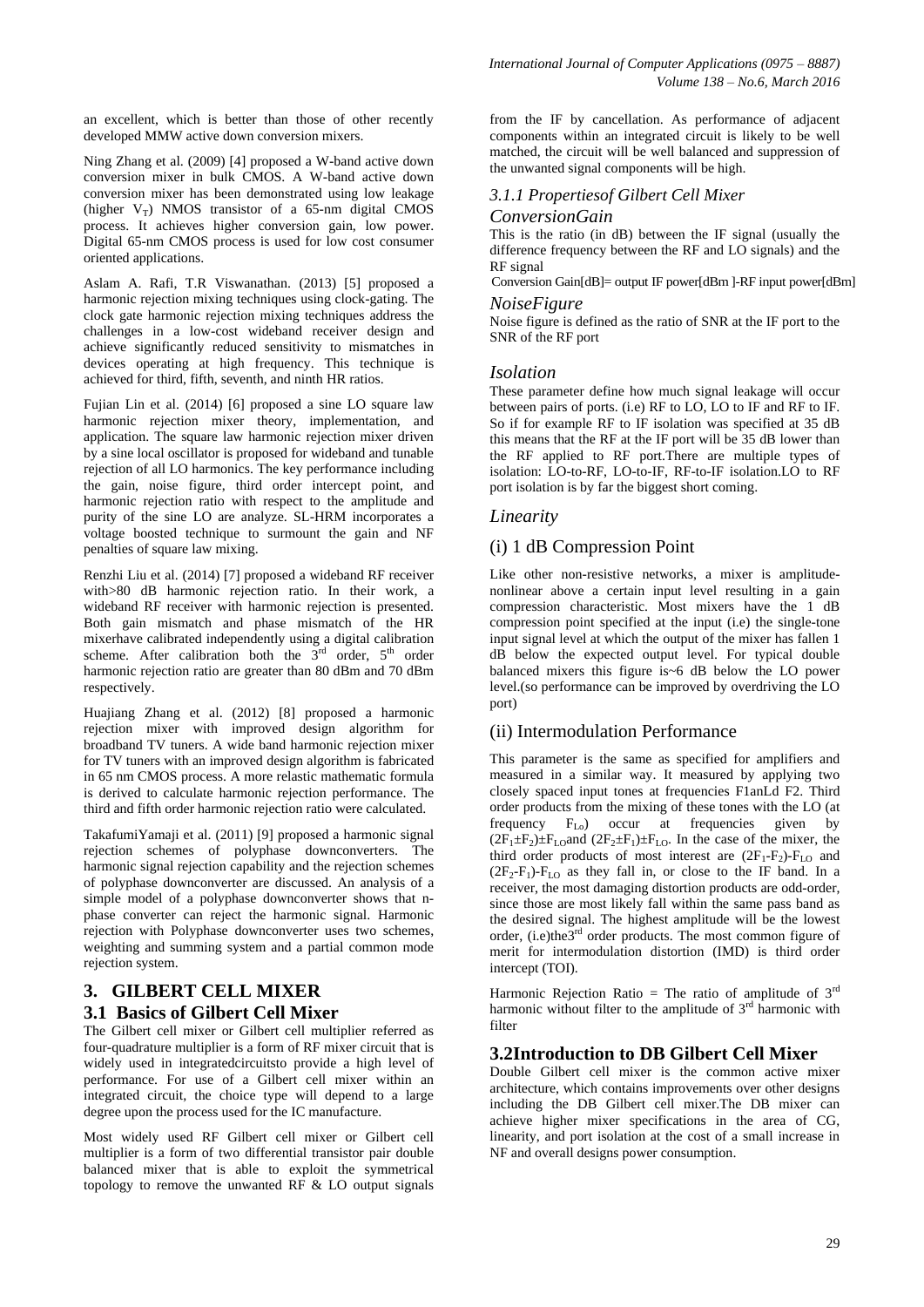an excellent, which is better than those of other recently developed MMW active down conversion mixers.

Ning Zhang et al. (2009) [4] proposed a W-band active down conversion mixer in bulk CMOS. A W-band active down conversion mixer has been demonstrated using low leakage (higher $V_T$) NMOS transistor of a 65-nm digital CMOS process. It achieves higher conversion gain, low power. Digital 65-nm CMOS process is used for low cost consumer oriented applications.

Aslam A. Rafi, T.R Viswanathan. (2013) [5] proposed a harmonic rejection mixing techniques using clock-gating. The clock gate harmonic rejection mixing techniques address the challenges in a low-cost wideband receiver design and achieve significantly reduced sensitivity to mismatches in devices operating at high frequency. This technique is achieved for third, fifth, seventh, and ninth HR ratios.

Fujian Lin et al. (2014) [6] proposed a sine LO square law harmonic rejection mixer theory, implementation, and application. The square law harmonic rejection mixer driven by a sine local oscillator is proposed for wideband and tunable rejection of all LO harmonics. The key performance including the gain, noise figure, third order intercept point, and harmonic rejection ratio with respect to the amplitude and purity of the sine LO are analyze. SL-HRM incorporates a voltage boosted technique to surmount the gain and NF penalties of square law mixing.

Renzhi Liu et al. (2014) [7] proposed a wideband RF receiver with>80 dB harmonic rejection ratio. In their work, a wideband RF receiver with harmonic rejection is presented. Both gain mismatch and phase mismatch of the HR mixerhave calibrated independently using a digital calibration scheme. After calibration both the 3rd order, 5th order harmonic rejection ratio are greater than 80 dBm and 70 dBm respectively.

Huajiang Zhang et al. (2012) [8] proposed a harmonic rejection mixer with improved design algorithm for broadband TV tuners. A wide band harmonic rejection mixer for TV tuners with an improved design algorithm is fabricated in 65 nm CMOS process. A more relastic mathematic formula is derived to calculate harmonic rejection performance. The third and fifth order harmonic rejection ratio were calculated.

TakafumiYamaji et al. (2011) [9] proposed a harmonic signal rejection schemes of polyphase downconverters. The harmonic signal rejection capability and the rejection schemes of polyphase downconverter are discussed. An analysis of a simple model of a polyphase downconverter shows that n-phase converter can reject the harmonic signal. Harmonic rejection with Polyphase downconverter uses two schemes, weighting and summing system and a partial common mode rejection system.

## 3. GILBERT CELL MIXER

### 3.1 Basics of Gilbert Cell Mixer

The Gilbert cell mixer or Gilbert cell multiplier referred as four-quadrature multiplier is a form of RF mixer circuit that is widely used in integratedcircuitsto provide a high level of performance. For use of a Gilbert cell mixer within an integrated circuit, the choice type will depend to a large degree upon the process used for the IC manufacture.

Most widely used RF Gilbert cell mixer or Gilbert cell multiplier is a form of two differential transistor pair double balanced mixer that is able to exploit the symmetrical topology to remove the unwanted RF & LO output signals from the IF by cancellation. As performance of adjacent components within an integrated circuit is likely to be well matched, the circuit will be well balanced and suppression of the unwanted signal components will be high.

#### *3.1.1 Propertiesof Gilbert Cell Mixer*

*ConversionGain*

This is the ratio (in dB) between the IF signal (usually the difference frequency between the RF and LO signals) and the RF signal

Conversion Gain[dB]= output IF power[dBm ]-RF input power[dBm]

*NoiseFigure*

Noise figure is defined as the ratio of SNR at the IF port to the SNR of the RF port

*Isolation*

These parameter define how much signal leakage will occur between pairs of ports. (i.e) RF to LO, LO to IF and RF to IF. So if for example RF to IF isolation was specified at 35 dB this means that the RF at the IF port will be 35 dB lower than the RF applied to RF port.There are multiple types of isolation: LO-to-RF, LO-to-IF, RF-to-IF isolation.LO to RF port isolation is by far the biggest short coming.

*Linearity*

(i) 1 dB Compression Point

Like other non-resistive networks, a mixer is amplitude-nonlinear above a certain input level resulting in a gain compression characteristic. Most mixers have the 1 dB compression point specified at the input (i.e) the single-tone input signal level at which the output of the mixer has fallen 1 dB below the expected output level. For typical double balanced mixers this figure is~6 dB below the LO power level.(so performance can be improved by overdriving the LO port)

(ii) Intermodulation Performance

This parameter is the same as specified for amplifiers and measured in a similar way. It measured by applying two closely spaced input tones at frequencies F1anLd F2. Third order products from the mixing of these tones with the LO (at frequency $F_{Lo}$) occur at frequencies given by $(2F_1 \pm F_2) \pm F_{LO}$and $(2F_2 \pm F_1) \pm F_{LO}$. In the case of the mixer, the third order products of most interest are $(2F_1 - F_2) - F_{LO}$ and $(2F_2 - F_1) - F_{LO}$ as they fall in, or close to the IF band. In a receiver, the most damaging distortion products are odd-order, since those are most likely fall within the same pass band as the desired signal. The highest amplitude will be the lowest order, (i.e)the3rd order products. The most common figure of merit for intermodulation distortion (IMD) is third order intercept (TOI).

Harmonic Rejection Ratio = The ratio of amplitude of 3rd harmonic without filter to the amplitude of 3rd harmonic with filter

### 3.2Introduction to DB Gilbert Cell Mixer

Double Gilbert cell mixer is the common active mixer architecture, which contains improvements over other designs including the DB Gilbert cell mixer.The DB mixer can achieve higher mixer specifications in the area of CG, linearity, and port isolation at the cost of a small increase in NF and overall designs power consumption.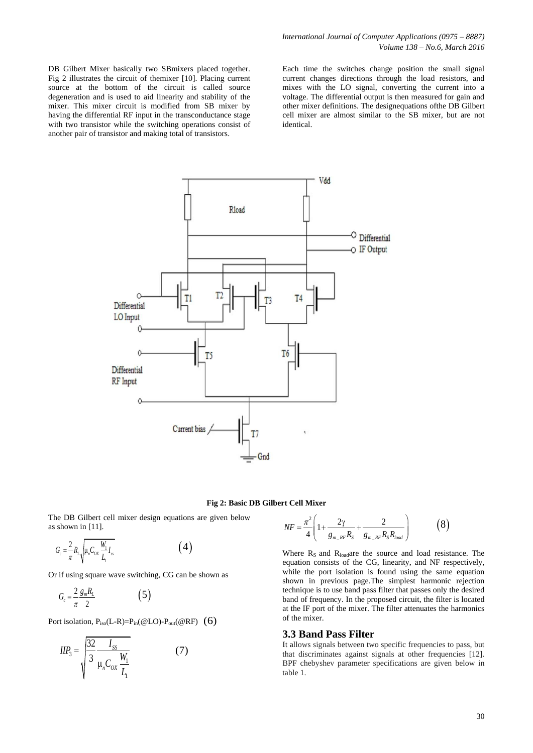DB Gilbert Mixer basically two SBmixers placed together. Fig 2 illustrates the circuit of themixer [10]. Placing current source at the bottom of the circuit is called source degeneration and is used to aid linearity and stability of the mixer. This mixer circuit is modified from SB mixer by having the differential RF input in the transconductance stage with two transistor while the switching operations consist of another pair of transistor and making total of transistors.

Each time the switches change position the small signal current changes directions through the load resistors, and mixes with the LO signal, converting the current into a voltage. The differential output is then measured for gain and other mixer definitions. The designequations ofthe DB Gilbert cell mixer are almost similar to the SB mixer, but are not identical.

**Fig 2: Basic DB Gilbert Cell Mixer**

The DB Gilbert cell mixer design equations are given below as shown in [11].

$$G_c = \frac{2}{\pi} R_L \sqrt{\mu_n C_{OX} \frac{W_1}{L_1} I_{ss}} \qquad (4)$$

Or if using square wave switching, CG can be shown as

$$G_c = \frac{2}{\pi} \frac{g_m R_L}{2} \qquad (5)$$

Port isolation, $P_{iso}(L\text{-}R) = P_{in}(@LO) - P_{out}(@RF)$ (6)

$$IIP_3 = \sqrt{\frac{32}{3} \frac{I_{SS}}{\mu_n C_{OX} \frac{W_1}{L_1}}} \qquad (7)$$

$$NF = \frac{\pi^2}{4} \left( 1 + \frac{2\gamma}{g_{m\_RF} R_S} + \frac{2}{g_{m\_RF} R_S R_{load}} \right) \qquad (8)$$

Where $R_S$ and $R_{load}$are the source and load resistance. The equation consists of the CG, linearity, and NF respectively, while the port isolation is found using the same equation shown in previous page.The simplest harmonic rejection technique is to use band pass filter that passes only the desired band of frequency. In the proposed circuit, the filter is located at the IF port of the mixer. The filter attenuates the harmonics of the mixer.

### 3.3 Band Pass Filter

It allows signals between two specific frequencies to pass, but that discriminates against signals at other frequencies [12]. BPF chebyshev parameter specifications are given below in table 1.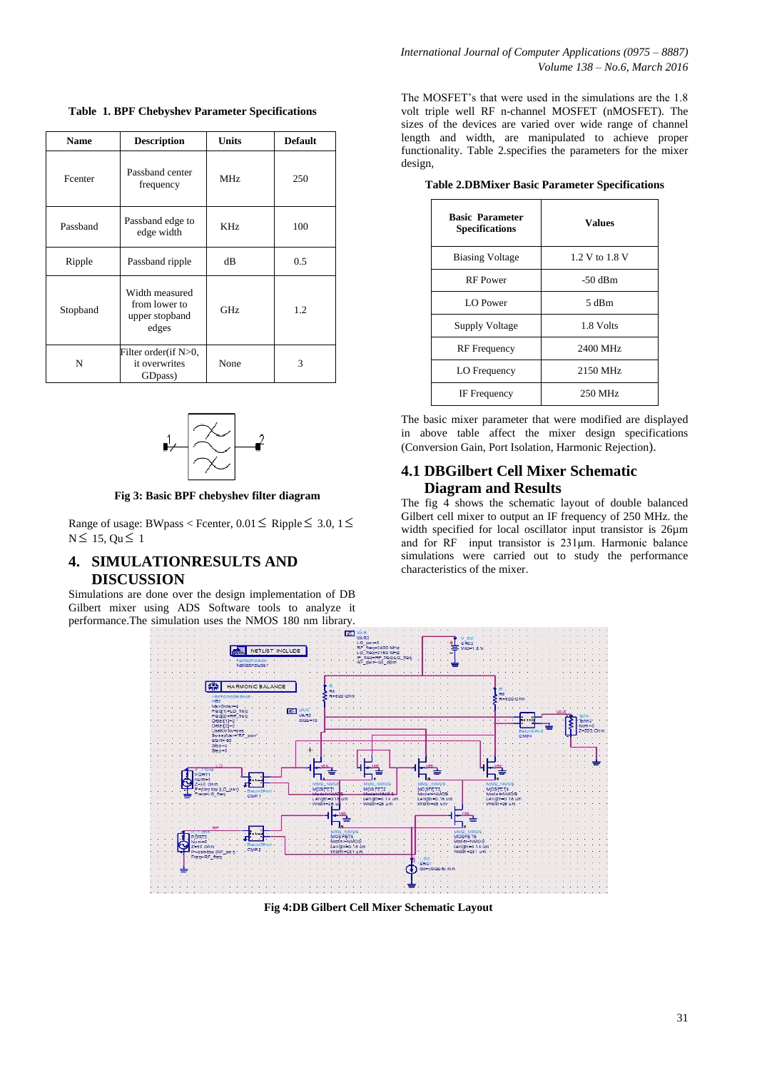**Table 1. BPF Chebyshev Parameter Specifications**

| Name | Description | Units | Default |
|---|---|---|---|
| Fcenter | Passband center frequency | MHz | 250 |
| Passband | Passband edge to edge width | KHz | 100 |
| Ripple | Passband ripple | dB | 0.5 |
| Stopband | Width measured from lower to upper stopband edges | GHz | 1.2 |
| N | Filter order(if N>0, it overwrites GDpass) | None | 3 |

**Fig 3: Basic BPF chebyshev filter diagram**

Range of usage: BWpass < Fcenter, 0.01 ≤ Ripple ≤ 3.0, 1 ≤ N ≤ 15, Qu ≤ 1

## 4. SIMULATIONRESULTS AND DISCUSSION

Simulations are done over the design implementation of DB Gilbert mixer using ADS Software tools to analyze it performance.The simulation uses the NMOS 180 nm library.

The MOSFET's that were used in the simulations are the 1.8 volt triple well RF n-channel MOSFET (nMOSFET). The sizes of the devices are varied over wide range of channel length and width, are manipulated to achieve proper functionality. Table 2.specifies the parameters for the mixer design,

**Table 2.DBMixer Basic Parameter Specifications**

| Basic Parameter Specifications | Values |
|---|---|
| Biasing Voltage | 1.2 V to 1.8 V |
| RF Power | -50 dBm |
| LO Power | 5 dBm |
| Supply Voltage | 1.8 Volts |
| RF Frequency | 2400 MHz |
| LO Frequency | 2150 MHz |
| IF Frequency | 250 MHz |

The basic mixer parameter that were modified are displayed in above table affect the mixer design specifications (Conversion Gain, Port Isolation, Harmonic Rejection).

### 4.1 DBGilbert Cell Mixer Schematic Diagram and Results

The fig 4 shows the schematic layout of double balanced Gilbert cell mixer to output an IF frequency of 250 MHz. the width specified for local oscillator input transistor is 26µm and for RF input transistor is 231µm. Harmonic balance simulations were carried out to study the performance characteristics of the mixer.

**Fig 4:DB Gilbert Cell Mixer Schematic Layout**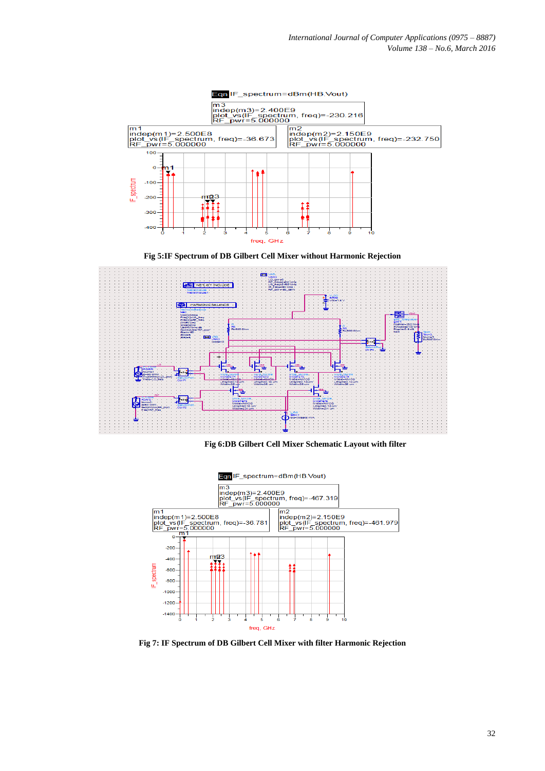Fig 5:IF Spectrum of DB Gilbert Cell Mixer without Harmonic Rejection

Fig 6:DB Gilbert Cell Mixer Schematic Layout with filter

Fig 7: IF Spectrum of DB Gilbert Cell Mixer with filter Harmonic Rejection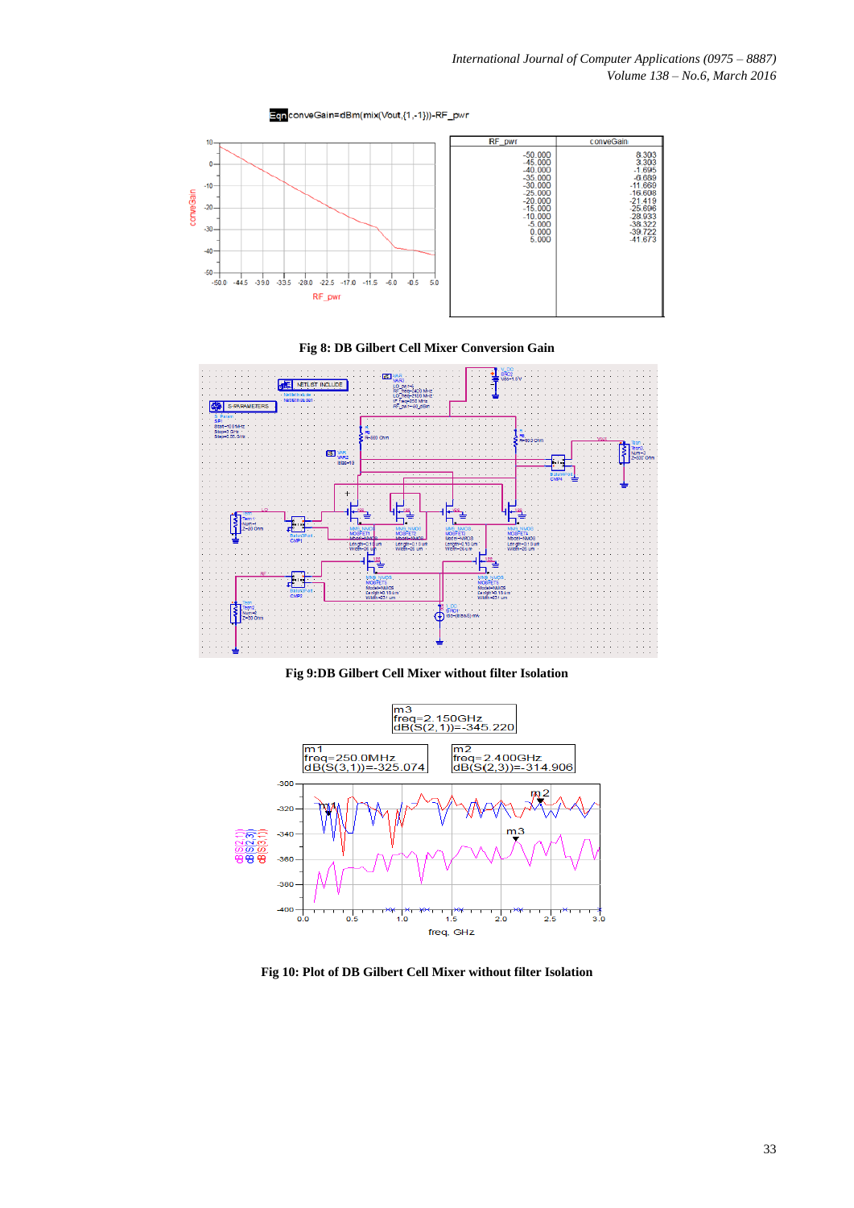Eqn conveGain=dBm(mix(Vout,{1,-1}))-RF_pwr

| RF_pwr | conveGain |
| --- | --- |
| -50.000 | 8.303 |
| -45.000 | 3.303 |
| -40.000 | -1.695 |
| -35.000 | -6.689 |
| -30.000 | -11.669 |
| -25.000 | -16.608 |
| -20.000 | -21.419 |
| -15.000 | -25.696 |
| -10.000 | -28.933 |
| -5.000 | -38.322 |
| 0.000 | -39.722 |
| 5.000 | -41.673 |

**Fig 8: DB Gilbert Cell Mixer Conversion Gain**

**Fig 9:DB Gilbert Cell Mixer without filter Isolation**

m3 freq=2.150GHz dB(S(2,1))=-345.220

m1 freq=250.0MHz dB(S(3,1))=-325.074

m2 freq=2.400GHz dB(S(2,3))=-314.906

**Fig 10: Plot of DB Gilbert Cell Mixer without filter Isolation**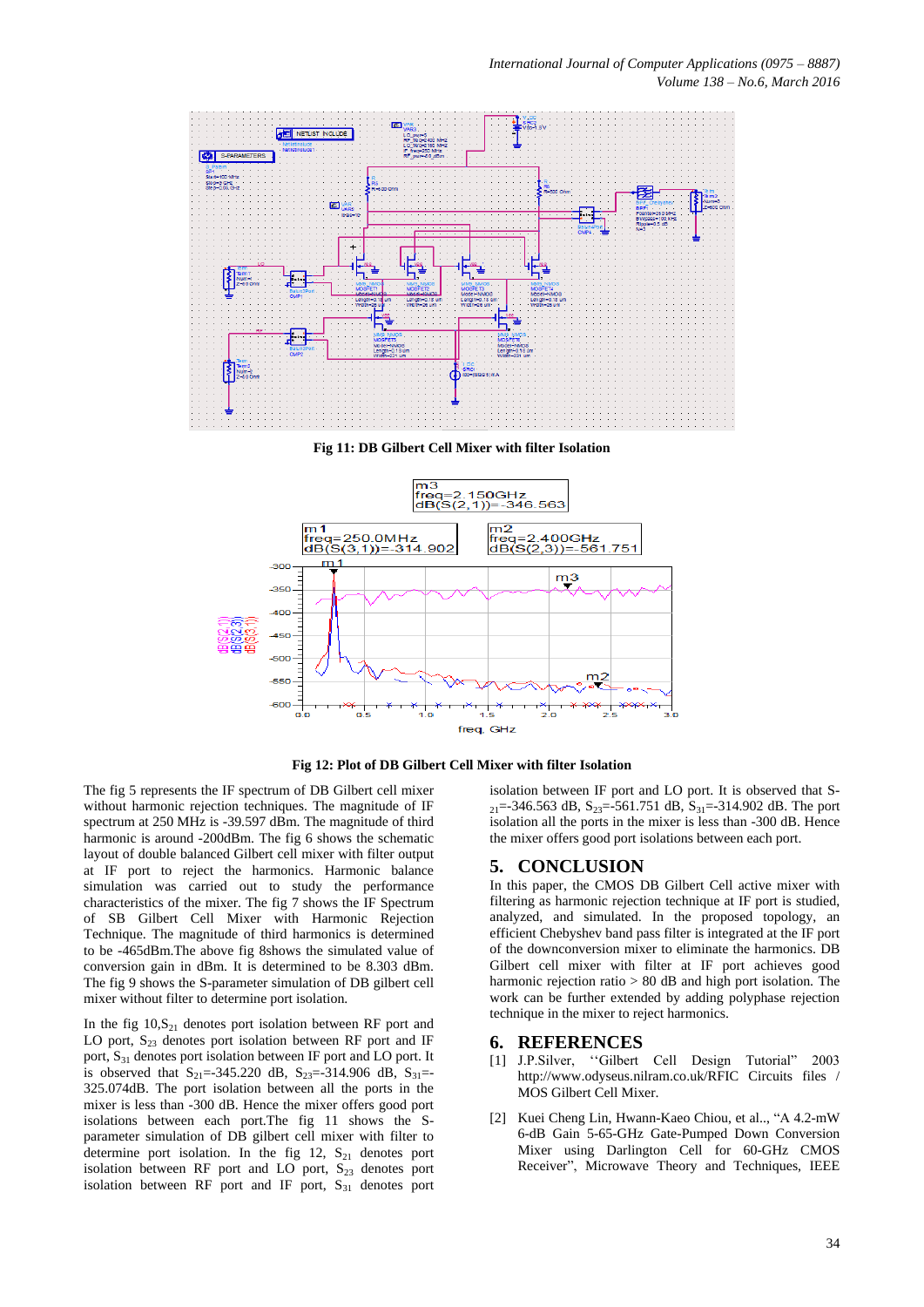Fig 11: DB Gilbert Cell Mixer with filter Isolation

Fig 12: Plot of DB Gilbert Cell Mixer with filter Isolation

The fig 5 represents the IF spectrum of DB Gilbert cell mixer without harmonic rejection techniques. The magnitude of IF spectrum at 250 MHz is -39.597 dBm. The magnitude of third harmonic is around -200dBm. The fig 6 shows the schematic layout of double balanced Gilbert cell mixer with filter output at IF port to reject the harmonics. Harmonic balance simulation was carried out to study the performance characteristics of the mixer. The fig 7 shows the IF Spectrum of SB Gilbert Cell Mixer with Harmonic Rejection Technique. The magnitude of third harmonics is determined to be -465dBm.The above fig 8shows the simulated value of conversion gain in dBm. It is determined to be 8.303 dBm. The fig 9 shows the S-parameter simulation of DB gilbert cell mixer without filter to determine port isolation.

In the fig 10,$S_{21}$ denotes port isolation between RF port and LO port, $S_{23}$ denotes port isolation between RF port and IF port, $S_{31}$ denotes port isolation between IF port and LO port. It is observed that $S_{21}$=-345.220 dB, $S_{23}$=-314.906 dB, $S_{31}$=-325.074dB. The port isolation between all the ports in the mixer is less than -300 dB. Hence the mixer offers good port isolations between each port.The fig 11 shows the S-parameter simulation of DB gilbert cell mixer with filter to determine port isolation. In the fig 12, $S_{21}$ denotes port isolation between RF port and LO port, $S_{23}$ denotes port isolation between RF port and IF port, $S_{31}$ denotes port isolation between IF port and LO port. It is observed that $S_{21}$=-346.563 dB, $S_{23}$=-561.751 dB, $S_{31}$=-314.902 dB. The port isolation all the ports in the mixer is less than -300 dB. Hence the mixer offers good port isolations between each port.

## 5. CONCLUSION

In this paper, the CMOS DB Gilbert Cell active mixer with filtering as harmonic rejection technique at IF port is studied, analyzed, and simulated. In the proposed topology, an efficient Chebyshev band pass filter is integrated at the IF port of the downconversion mixer to eliminate the harmonics. DB Gilbert cell mixer with filter at IF port achieves good harmonic rejection ratio > 80 dB and high port isolation. The work can be further extended by adding polyphase rejection technique in the mixer to reject harmonics.

## 6. REFERENCES

[1] J.P.Silver, ''Gilbert Cell Design Tutorial" 2003 http://www.odyseus.nilram.co.uk/RFIC Circuits files / MOS Gilbert Cell Mixer.

[2] Kuei Cheng Lin, Hwann-Kaeo Chiou, et al.., "A 4.2-mW 6-dB Gain 5-65-GHz Gate-Pumped Down Conversion Mixer using Darlington Cell for 60-GHz CMOS Receiver", Microwave Theory and Techniques, IEEE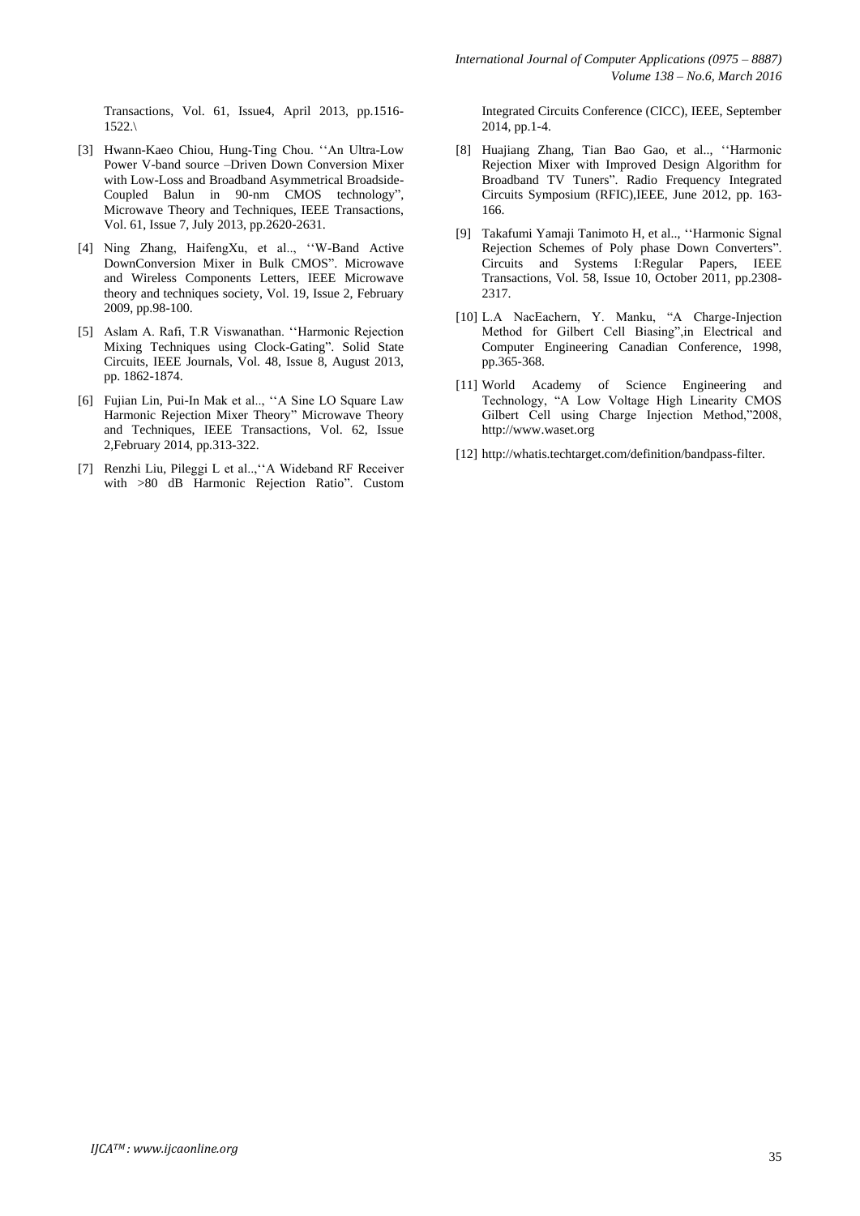Transactions, Vol. 61, Issue4, April 2013, pp.1516-1522.\

[3] Hwann-Kaeo Chiou, Hung-Ting Chou. ''An Ultra-Low Power V-band source –Driven Down Conversion Mixer with Low-Loss and Broadband Asymmetrical Broadside-Coupled Balun in 90-nm CMOS technology", Microwave Theory and Techniques, IEEE Transactions, Vol. 61, Issue 7, July 2013, pp.2620-2631.

[4] Ning Zhang, HaifengXu, et al.., ''W-Band Active DownConversion Mixer in Bulk CMOS". Microwave and Wireless Components Letters, IEEE Microwave theory and techniques society, Vol. 19, Issue 2, February 2009, pp.98-100.

[5] Aslam A. Rafi, T.R Viswanathan. ''Harmonic Rejection Mixing Techniques using Clock-Gating". Solid State Circuits, IEEE Journals, Vol. 48, Issue 8, August 2013, pp. 1862-1874.

[6] Fujian Lin, Pui-In Mak et al.., ''A Sine LO Square Law Harmonic Rejection Mixer Theory" Microwave Theory and Techniques, IEEE Transactions, Vol. 62, Issue 2,February 2014, pp.313-322.

[7] Renzhi Liu, Pileggi L et al..,''A Wideband RF Receiver with >80 dB Harmonic Rejection Ratio". Custom Integrated Circuits Conference (CICC), IEEE, September 2014, pp.1-4.

[8] Huajiang Zhang, Tian Bao Gao, et al.., ''Harmonic Rejection Mixer with Improved Design Algorithm for Broadband TV Tuners". Radio Frequency Integrated Circuits Symposium (RFIC),IEEE, June 2012, pp. 163-166.

[9] Takafumi Yamaji Tanimoto H, et al.., ''Harmonic Signal Rejection Schemes of Poly phase Down Converters". Circuits and Systems I:Regular Papers, IEEE Transactions, Vol. 58, Issue 10, October 2011, pp.2308-2317.

[10] L.A NacEachern, Y. Manku, "A Charge-Injection Method for Gilbert Cell Biasing",in Electrical and Computer Engineering Canadian Conference, 1998, pp.365-368.

[11] World Academy of Science Engineering and Technology, "A Low Voltage High Linearity CMOS Gilbert Cell using Charge Injection Method,"2008, http://www.waset.org

[12] http://whatis.techtarget.com/definition/bandpass-filter.